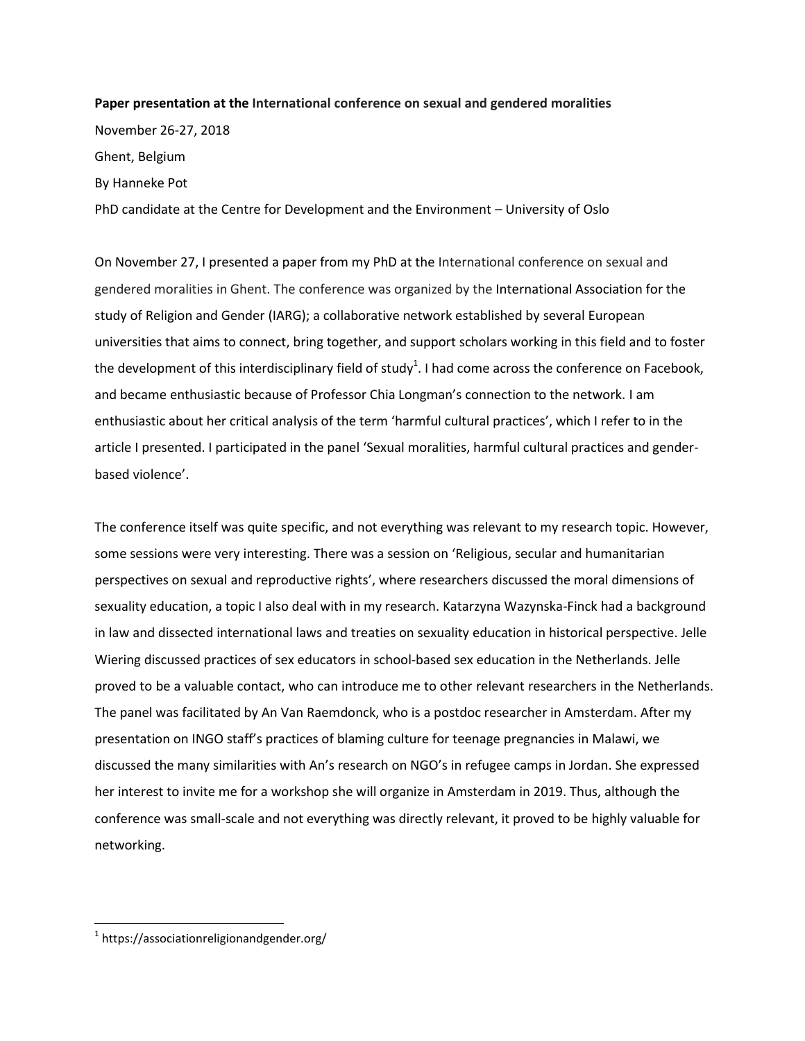**Paper presentation at the International conference on sexual and gendered moralities**

November 26-27, 2018

Ghent, Belgium

By Hanneke Pot

PhD candidate at the Centre for Development and the Environment – University of Oslo

On November 27, I presented a paper from my PhD at the International conference on sexual and gendered moralities in Ghent. The conference was organized by the International Association for the study of Religion and Gender (IARG); a collaborative network established by several European universities that aims to connect, bring together, and support scholars working in this field and to foster the development of this interdisciplinary field of study[1]. I had come across the conference on Facebook, and became enthusiastic because of Professor Chia Longman's connection to the network. I am enthusiastic about her critical analysis of the term 'harmful cultural practices', which I refer to in the article I presented. I participated in the panel 'Sexual moralities, harmful cultural practices and gender-based violence'.

The conference itself was quite specific, and not everything was relevant to my research topic. However, some sessions were very interesting. There was a session on 'Religious, secular and humanitarian perspectives on sexual and reproductive rights', where researchers discussed the moral dimensions of sexuality education, a topic I also deal with in my research. Katarzyna Wazynska-Finck had a background in law and dissected international laws and treaties on sexuality education in historical perspective. Jelle Wiering discussed practices of sex educators in school-based sex education in the Netherlands. Jelle proved to be a valuable contact, who can introduce me to other relevant researchers in the Netherlands. The panel was facilitated by An Van Raemdonck, who is a postdoc researcher in Amsterdam. After my presentation on INGO staff's practices of blaming culture for teenage pregnancies in Malawi, we discussed the many similarities with An's research on NGO's in refugee camps in Jordan. She expressed her interest to invite me for a workshop she will organize in Amsterdam in 2019. Thus, although the conference was small-scale and not everything was directly relevant, it proved to be highly valuable for networking.

[1] https://associationreligionandgender.org/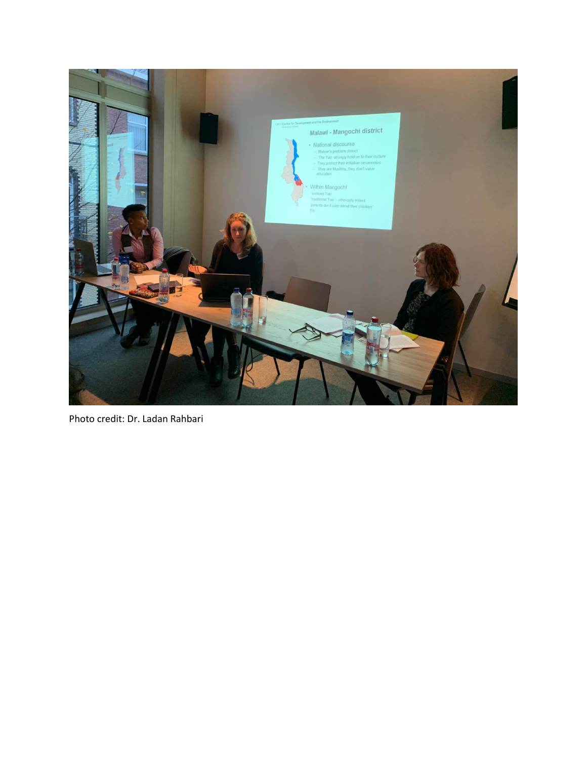Photo credit: Dr. Ladan Rahbari